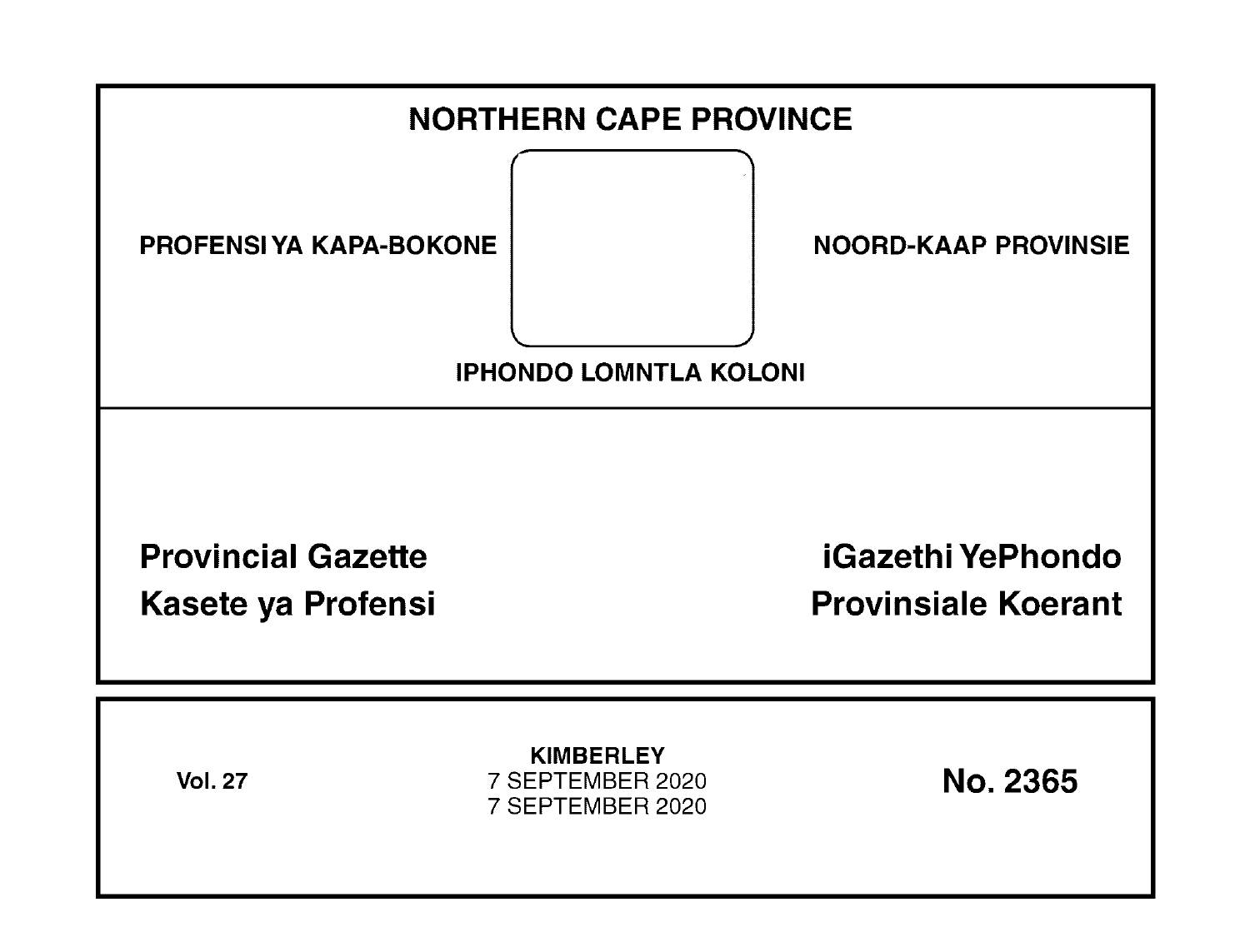# NORTHERN CAPE PROVINCE

**PROFENSI YA KAPA-BOKONE**

**NOORD-KAAP PROVINSIE**

**IPHONDO LOMNTLA KOLONI**

## Provincial Gazette
## Kasete ya Profensi

## iGazethi YePhondo
## Provinsiale Koerant

**Vol. 27**

**KIMBERLEY**
7 SEPTEMBER 2020
7 SEPTEMBER 2020

**No. 2365**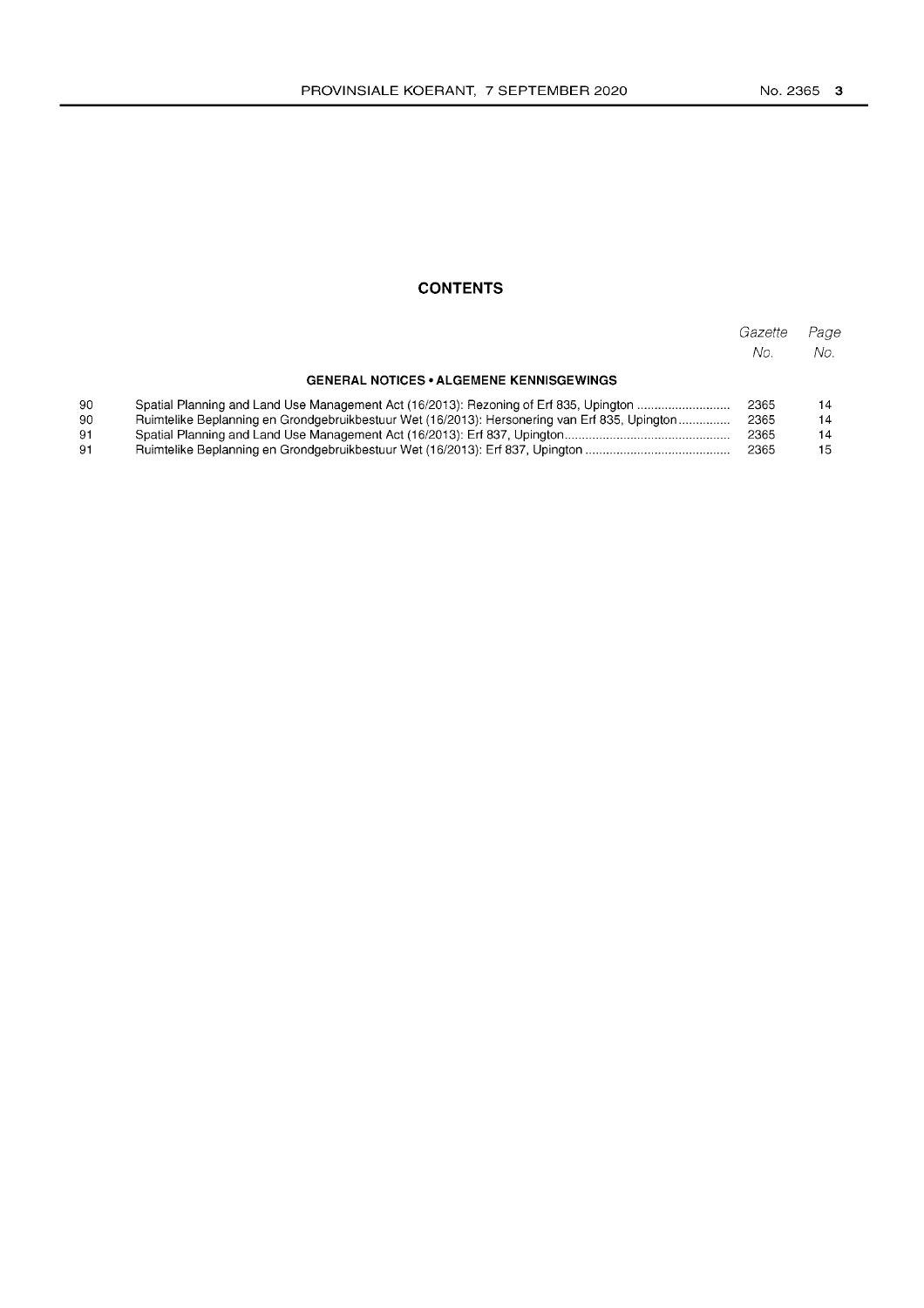## CONTENTS

| | | Gazette No. | Page No. |
|---|---|---|---|
| | **GENERAL NOTICES • ALGEMENE KENNISGEWINGS** | | |
| 90 | Spatial Planning and Land Use Management Act (16/2013): Rezoning of Erf 835, Upington | 2365 | 14 |
| 90 | Ruimtelike Beplanning en Grondgebruikbestuur Wet (16/2013): Hersonering van Erf 835, Upington | 2365 | 14 |
| 91 | Spatial Planning and Land Use Management Act (16/2013): Erf 837, Upington | 2365 | 14 |
| 91 | Ruimtelike Beplanning en Grondgebruikbestuur Wet (16/2013): Erf 837, Upington | 2365 | 15 |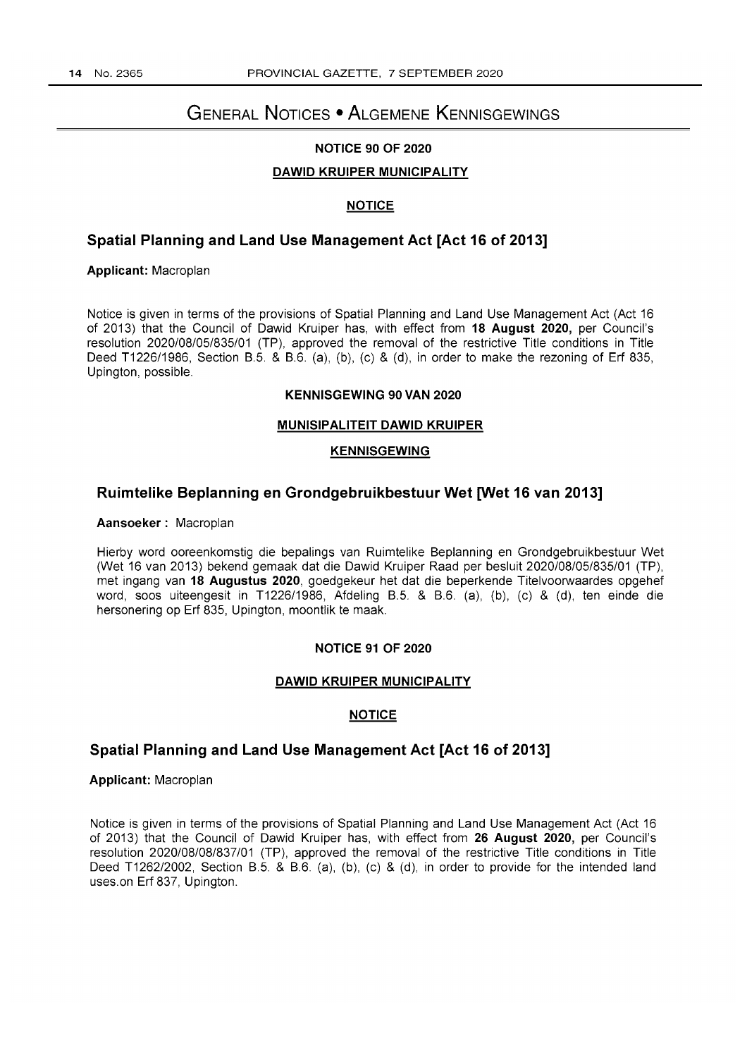# General Notices • Algemene Kennisgewings

**NOTICE 90 OF 2020**

**DAWID KRUIPER MUNICIPALITY**

**NOTICE**

## Spatial Planning and Land Use Management Act [Act 16 of 2013]

**Applicant:** Macroplan

Notice is given in terms of the provisions of Spatial Planning and Land Use Management Act (Act 16 of 2013) that the Council of Dawid Kruiper has, with effect from **18 August 2020,** per Council's resolution 2020/08/05/835/01 (TP), approved the removal of the restrictive Title conditions in Title Deed T1226/1986, Section B.5. & B.6. (a), (b), (c) & (d), in order to make the rezoning of Erf 835, Upington, possible.

**KENNISGEWING 90 VAN 2020**

**MUNISIPALITEIT DAWID KRUIPER**

**KENNISGEWING**

## Ruimtelike Beplanning en Grondgebruikbestuur Wet [Wet 16 van 2013]

**Aansoeker :** Macroplan

Hierby word ooreenkomstig die bepalings van Ruimtelike Beplanning en Grondgebruikbestuur Wet (Wet 16 van 2013) bekend gemaak dat die Dawid Kruiper Raad per besluit 2020/08/05/835/01 (TP), met ingang van **18 Augustus 2020**, goedgekeur het dat die beperkende Titelvoorwaardes opgehef word, soos uiteengesit in T1226/1986, Afdeling B.5. & B.6. (a), (b), (c) & (d), ten einde die hersonering op Erf 835, Upington, moontlik te maak.

**NOTICE 91 OF 2020**

**DAWID KRUIPER MUNICIPALITY**

**NOTICE**

## Spatial Planning and Land Use Management Act [Act 16 of 2013]

**Applicant:** Macroplan

Notice is given in terms of the provisions of Spatial Planning and Land Use Management Act (Act 16 of 2013) that the Council of Dawid Kruiper has, with effect from **26 August 2020,** per Council's resolution 2020/08/08/837/01 (TP), approved the removal of the restrictive Title conditions in Title Deed T1262/2002, Section B.5. & B.6. (a), (b), (c) & (d), in order to provide for the intended land uses.on Erf 837, Upington.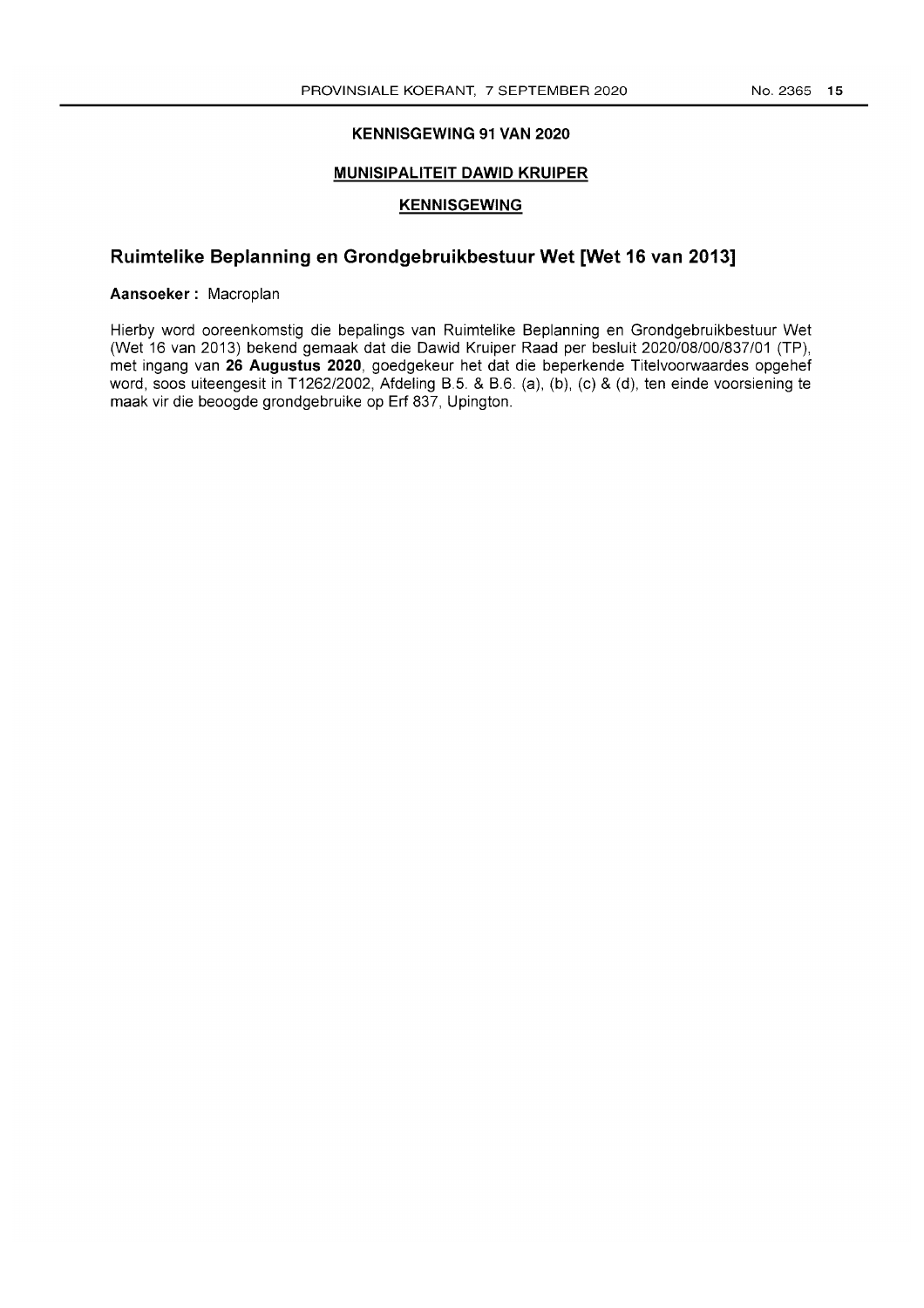**KENNISGEWING 91 VAN 2020**

**MUNISIPALITEIT DAWID KRUIPER**

**KENNISGEWING**

## Ruimtelike Beplanning en Grondgebruikbestuur Wet [Wet 16 van 2013]

**Aansoeker :** Macroplan

Hierby word ooreenkomstig die bepalings van Ruimtelike Beplanning en Grondgebruikbestuur Wet (Wet 16 van 2013) bekend gemaak dat die Dawid Kruiper Raad per besluit 2020/08/00/837/01 (TP), met ingang van **26 Augustus 2020**, goedgekeur het dat die beperkende Titelvoorwaardes opgehef word, soos uiteengesit in T1262/2002, Afdeling B.5. & B.6. (a), (b), (c) & (d), ten einde voorsiening te maak vir die beoogde grondgebruike op Erf 837, Upington.